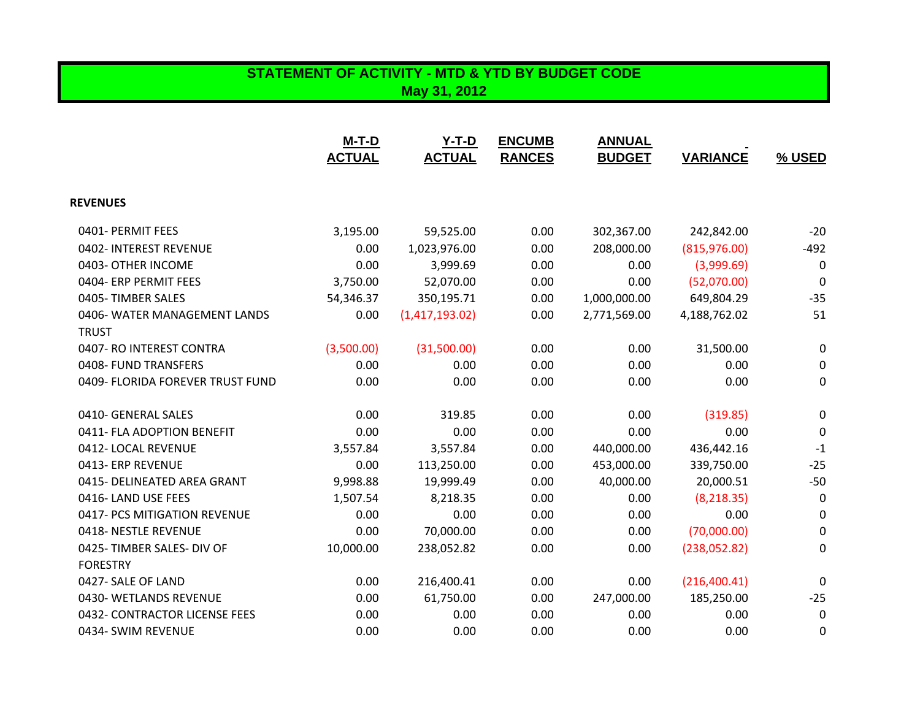# STATEMENT OF ACTIVITY - MTD & YTD BY BUDGET CODE

**May 31, 2012**

| | M-T-D ACTUAL | Y-T-D ACTUAL | ENCUMB RANCES | ANNUAL BUDGET | VARIANCE | % USED |
|---|---|---|---|---|---|---|
| **REVENUES** | | | | | | |
| 0401- PERMIT FEES | 3,195.00 | 59,525.00 | 0.00 | 302,367.00 | 242,842.00 | -20 |
| 0402- INTEREST REVENUE | 0.00 | 1,023,976.00 | 0.00 | 208,000.00 | (815,976.00) | -492 |
| 0403- OTHER INCOME | 0.00 | 3,999.69 | 0.00 | 0.00 | (3,999.69) | 0 |
| 0404- ERP PERMIT FEES | 3,750.00 | 52,070.00 | 0.00 | 0.00 | (52,070.00) | 0 |
| 0405- TIMBER SALES | 54,346.37 | 350,195.71 | 0.00 | 1,000,000.00 | 649,804.29 | -35 |
| 0406- WATER MANAGEMENT LANDS TRUST | 0.00 | (1,417,193.02) | 0.00 | 2,771,569.00 | 4,188,762.02 | 51 |
| 0407- RO INTEREST CONTRA | (3,500.00) | (31,500.00) | 0.00 | 0.00 | 31,500.00 | 0 |
| 0408- FUND TRANSFERS | 0.00 | 0.00 | 0.00 | 0.00 | 0.00 | 0 |
| 0409- FLORIDA FOREVER TRUST FUND | 0.00 | 0.00 | 0.00 | 0.00 | 0.00 | 0 |
| 0410- GENERAL SALES | 0.00 | 319.85 | 0.00 | 0.00 | (319.85) | 0 |
| 0411- FLA ADOPTION BENEFIT | 0.00 | 0.00 | 0.00 | 0.00 | 0.00 | 0 |
| 0412- LOCAL REVENUE | 3,557.84 | 3,557.84 | 0.00 | 440,000.00 | 436,442.16 | -1 |
| 0413- ERP REVENUE | 0.00 | 113,250.00 | 0.00 | 453,000.00 | 339,750.00 | -25 |
| 0415- DELINEATED AREA GRANT | 9,998.88 | 19,999.49 | 0.00 | 40,000.00 | 20,000.51 | -50 |
| 0416- LAND USE FEES | 1,507.54 | 8,218.35 | 0.00 | 0.00 | (8,218.35) | 0 |
| 0417- PCS MITIGATION REVENUE | 0.00 | 0.00 | 0.00 | 0.00 | 0.00 | 0 |
| 0418- NESTLE REVENUE | 0.00 | 70,000.00 | 0.00 | 0.00 | (70,000.00) | 0 |
| 0425- TIMBER SALES- DIV OF FORESTRY | 10,000.00 | 238,052.82 | 0.00 | 0.00 | (238,052.82) | 0 |
| 0427- SALE OF LAND | 0.00 | 216,400.41 | 0.00 | 0.00 | (216,400.41) | 0 |
| 0430- WETLANDS REVENUE | 0.00 | 61,750.00 | 0.00 | 247,000.00 | 185,250.00 | -25 |
| 0432- CONTRACTOR LICENSE FEES | 0.00 | 0.00 | 0.00 | 0.00 | 0.00 | 0 |
| 0434- SWIM REVENUE | 0.00 | 0.00 | 0.00 | 0.00 | 0.00 | 0 |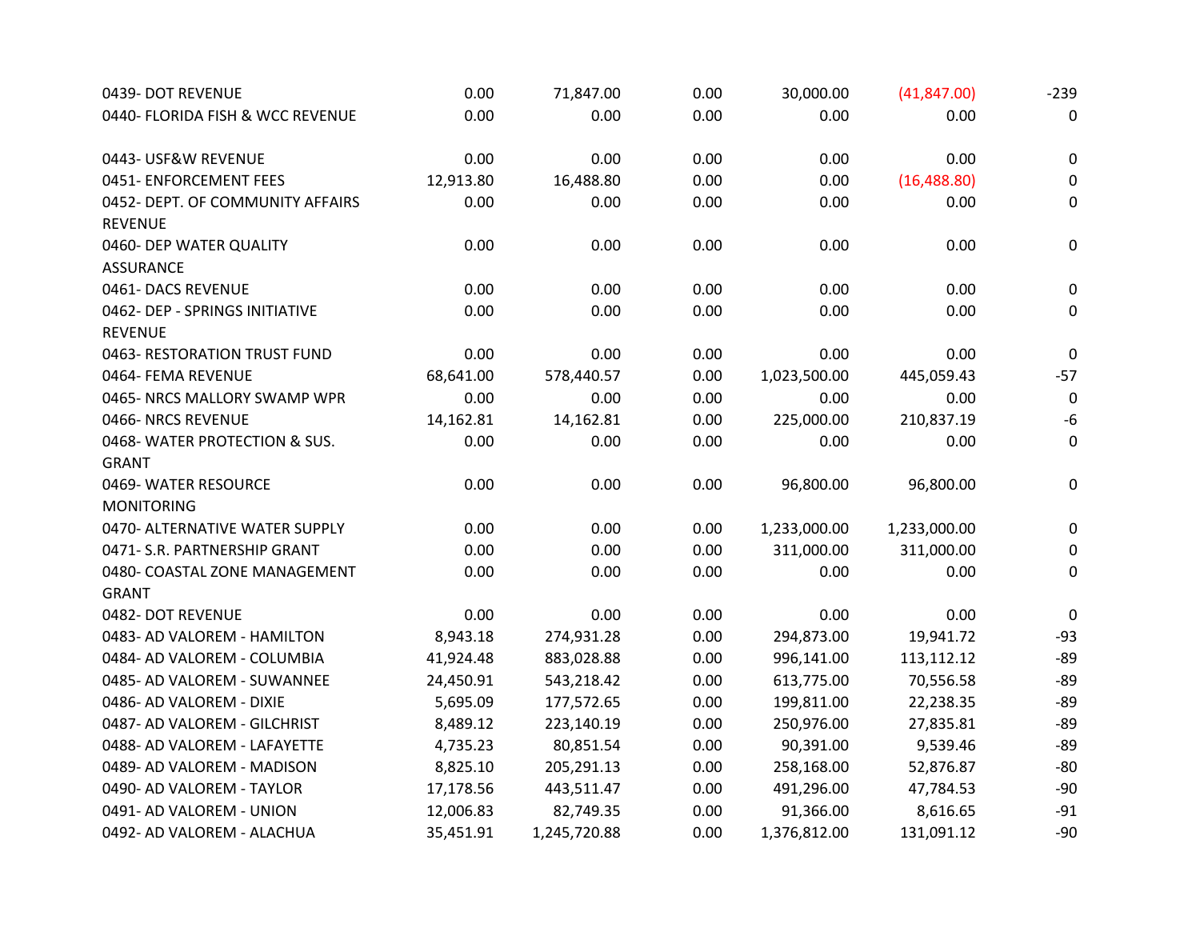| | | | | | | |
|---|---|---|---|---|---|---|
| 0439- DOT REVENUE | 0.00 | 71,847.00 | 0.00 | 30,000.00 | (41,847.00) | -239 |
| 0440- FLORIDA FISH & WCC REVENUE | 0.00 | 0.00 | 0.00 | 0.00 | 0.00 | 0 |
| 0443- USF&W REVENUE | 0.00 | 0.00 | 0.00 | 0.00 | 0.00 | 0 |
| 0451- ENFORCEMENT FEES | 12,913.80 | 16,488.80 | 0.00 | 0.00 | (16,488.80) | 0 |
| 0452- DEPT. OF COMMUNITY AFFAIRS REVENUE | 0.00 | 0.00 | 0.00 | 0.00 | 0.00 | 0 |
| 0460- DEP WATER QUALITY ASSURANCE | 0.00 | 0.00 | 0.00 | 0.00 | 0.00 | 0 |
| 0461- DACS REVENUE | 0.00 | 0.00 | 0.00 | 0.00 | 0.00 | 0 |
| 0462- DEP - SPRINGS INITIATIVE REVENUE | 0.00 | 0.00 | 0.00 | 0.00 | 0.00 | 0 |
| 0463- RESTORATION TRUST FUND | 0.00 | 0.00 | 0.00 | 0.00 | 0.00 | 0 |
| 0464- FEMA REVENUE | 68,641.00 | 578,440.57 | 0.00 | 1,023,500.00 | 445,059.43 | -57 |
| 0465- NRCS MALLORY SWAMP WPR | 0.00 | 0.00 | 0.00 | 0.00 | 0.00 | 0 |
| 0466- NRCS REVENUE | 14,162.81 | 14,162.81 | 0.00 | 225,000.00 | 210,837.19 | -6 |
| 0468- WATER PROTECTION & SUS. GRANT | 0.00 | 0.00 | 0.00 | 0.00 | 0.00 | 0 |
| 0469- WATER RESOURCE MONITORING | 0.00 | 0.00 | 0.00 | 96,800.00 | 96,800.00 | 0 |
| 0470- ALTERNATIVE WATER SUPPLY | 0.00 | 0.00 | 0.00 | 1,233,000.00 | 1,233,000.00 | 0 |
| 0471- S.R. PARTNERSHIP GRANT | 0.00 | 0.00 | 0.00 | 311,000.00 | 311,000.00 | 0 |
| 0480- COASTAL ZONE MANAGEMENT GRANT | 0.00 | 0.00 | 0.00 | 0.00 | 0.00 | 0 |
| 0482- DOT REVENUE | 0.00 | 0.00 | 0.00 | 0.00 | 0.00 | 0 |
| 0483- AD VALOREM - HAMILTON | 8,943.18 | 274,931.28 | 0.00 | 294,873.00 | 19,941.72 | -93 |
| 0484- AD VALOREM - COLUMBIA | 41,924.48 | 883,028.88 | 0.00 | 996,141.00 | 113,112.12 | -89 |
| 0485- AD VALOREM - SUWANNEE | 24,450.91 | 543,218.42 | 0.00 | 613,775.00 | 70,556.58 | -89 |
| 0486- AD VALOREM - DIXIE | 5,695.09 | 177,572.65 | 0.00 | 199,811.00 | 22,238.35 | -89 |
| 0487- AD VALOREM - GILCHRIST | 8,489.12 | 223,140.19 | 0.00 | 250,976.00 | 27,835.81 | -89 |
| 0488- AD VALOREM - LAFAYETTE | 4,735.23 | 80,851.54 | 0.00 | 90,391.00 | 9,539.46 | -89 |
| 0489- AD VALOREM - MADISON | 8,825.10 | 205,291.13 | 0.00 | 258,168.00 | 52,876.87 | -80 |
| 0490- AD VALOREM - TAYLOR | 17,178.56 | 443,511.47 | 0.00 | 491,296.00 | 47,784.53 | -90 |
| 0491- AD VALOREM - UNION | 12,006.83 | 82,749.35 | 0.00 | 91,366.00 | 8,616.65 | -91 |
| 0492- AD VALOREM - ALACHUA | 35,451.91 | 1,245,720.88 | 0.00 | 1,376,812.00 | 131,091.12 | -90 |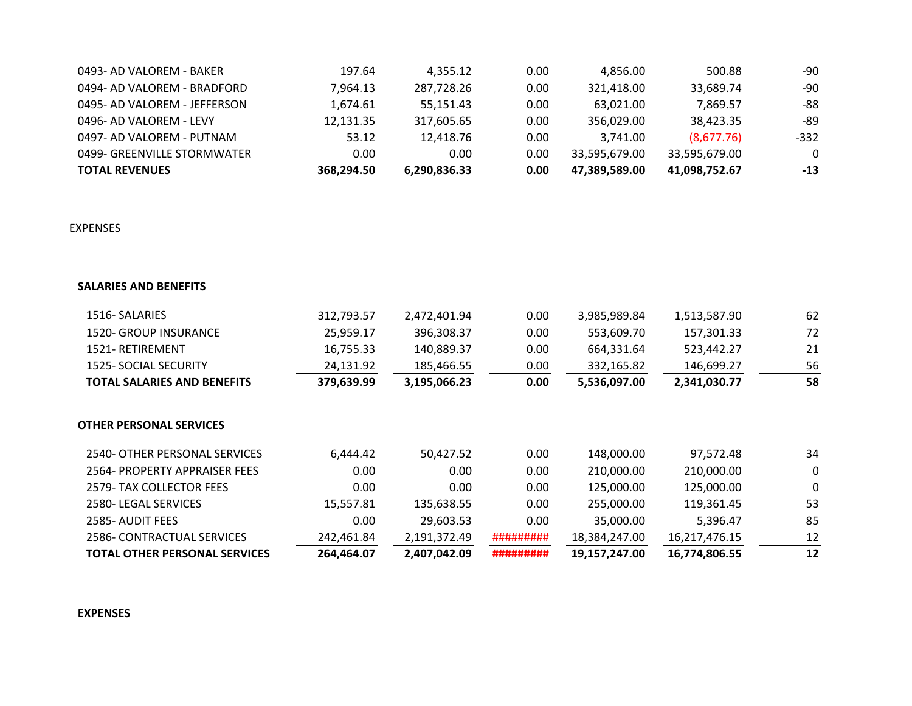| | | | | | | |
|---|---|---|---|---|---|---|
| 0493- AD VALOREM - BAKER | 197.64 | 4,355.12 | 0.00 | 4,856.00 | 500.88 | -90 |
| 0494- AD VALOREM - BRADFORD | 7,964.13 | 287,728.26 | 0.00 | 321,418.00 | 33,689.74 | -90 |
| 0495- AD VALOREM - JEFFERSON | 1,674.61 | 55,151.43 | 0.00 | 63,021.00 | 7,869.57 | -88 |
| 0496- AD VALOREM - LEVY | 12,131.35 | 317,605.65 | 0.00 | 356,029.00 | 38,423.35 | -89 |
| 0497- AD VALOREM - PUTNAM | 53.12 | 12,418.76 | 0.00 | 3,741.00 | (8,677.76) | -332 |
| 0499- GREENVILLE STORMWATER | 0.00 | 0.00 | 0.00 | 33,595,679.00 | 33,595,679.00 | 0 |
| **TOTAL REVENUES** | **368,294.50** | **6,290,836.33** | **0.00** | **47,389,589.00** | **41,098,752.67** | **-13** |

EXPENSES

**SALARIES AND BENEFITS**

| | | | | | | |
|---|---|---|---|---|---|---|
| 1516- SALARIES | 312,793.57 | 2,472,401.94 | 0.00 | 3,985,989.84 | 1,513,587.90 | 62 |
| 1520- GROUP INSURANCE | 25,959.17 | 396,308.37 | 0.00 | 553,609.70 | 157,301.33 | 72 |
| 1521- RETIREMENT | 16,755.33 | 140,889.37 | 0.00 | 664,331.64 | 523,442.27 | 21 |
| 1525- SOCIAL SECURITY | 24,131.92 | 185,466.55 | 0.00 | 332,165.82 | 146,699.27 | 56 |
| **TOTAL SALARIES AND BENEFITS** | **379,639.99** | **3,195,066.23** | **0.00** | **5,536,097.00** | **2,341,030.77** | **58** |

**OTHER PERSONAL SERVICES**

| | | | | | | |
|---|---|---|---|---|---|---|
| 2540- OTHER PERSONAL SERVICES | 6,444.42 | 50,427.52 | 0.00 | 148,000.00 | 97,572.48 | 34 |
| 2564- PROPERTY APPRAISER FEES | 0.00 | 0.00 | 0.00 | 210,000.00 | 210,000.00 | 0 |
| 2579- TAX COLLECTOR FEES | 0.00 | 0.00 | 0.00 | 125,000.00 | 125,000.00 | 0 |
| 2580- LEGAL SERVICES | 15,557.81 | 135,638.55 | 0.00 | 255,000.00 | 119,361.45 | 53 |
| 2585- AUDIT FEES | 0.00 | 29,603.53 | 0.00 | 35,000.00 | 5,396.47 | 85 |
| 2586- CONTRACTUAL SERVICES | 242,461.84 | 2,191,372.49 | ######### | 18,384,247.00 | 16,217,476.15 | 12 |
| **TOTAL OTHER PERSONAL SERVICES** | **264,464.07** | **2,407,042.09** | **#########** | **19,157,247.00** | **16,774,806.55** | **12** |

**EXPENSES**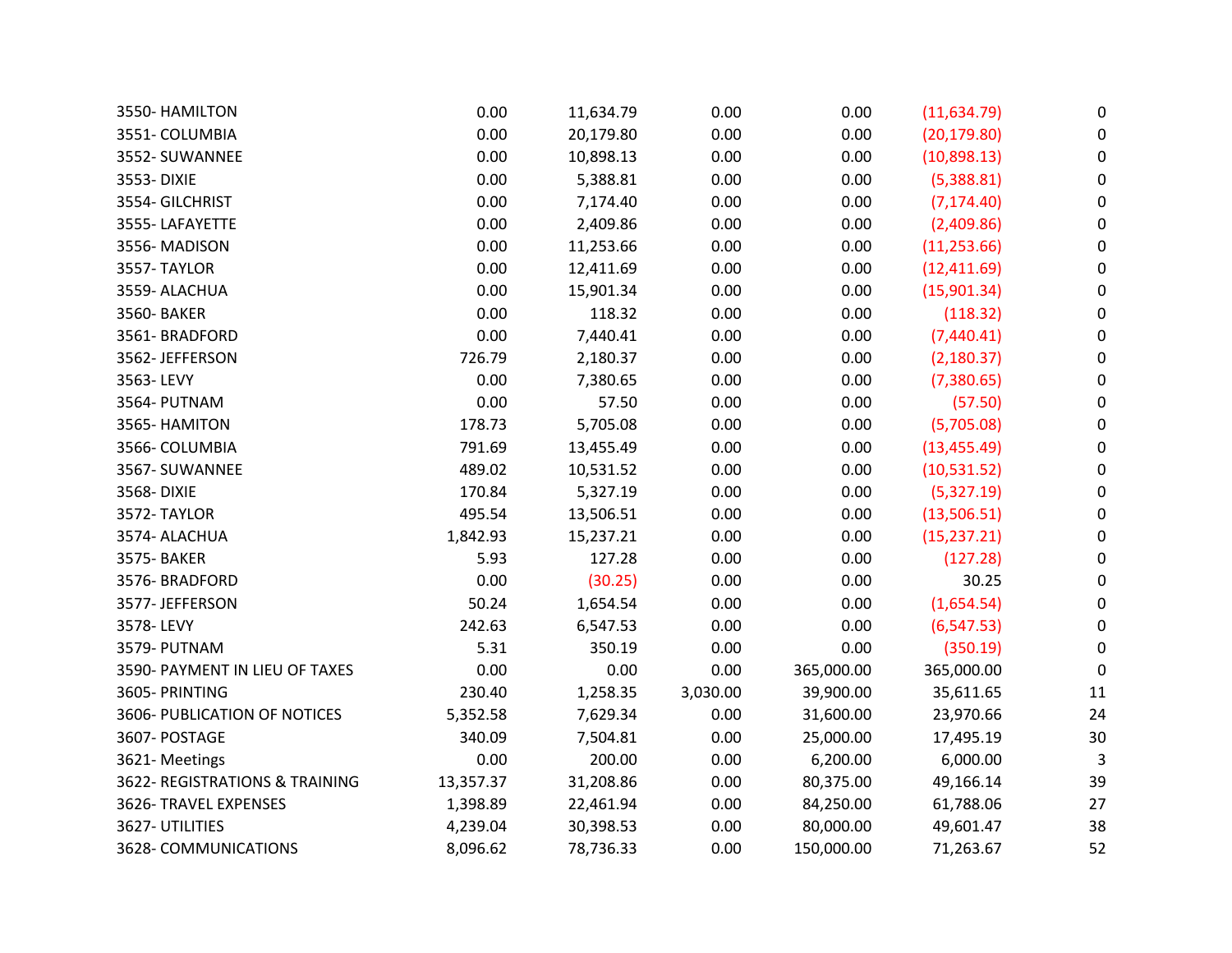| | | | | | | |
|---|---|---|---|---|---|---|
| 3550- HAMILTON | 0.00 | 11,634.79 | 0.00 | 0.00 | (11,634.79) | 0 |
| 3551- COLUMBIA | 0.00 | 20,179.80 | 0.00 | 0.00 | (20,179.80) | 0 |
| 3552- SUWANNEE | 0.00 | 10,898.13 | 0.00 | 0.00 | (10,898.13) | 0 |
| 3553- DIXIE | 0.00 | 5,388.81 | 0.00 | 0.00 | (5,388.81) | 0 |
| 3554- GILCHRIST | 0.00 | 7,174.40 | 0.00 | 0.00 | (7,174.40) | 0 |
| 3555- LAFAYETTE | 0.00 | 2,409.86 | 0.00 | 0.00 | (2,409.86) | 0 |
| 3556- MADISON | 0.00 | 11,253.66 | 0.00 | 0.00 | (11,253.66) | 0 |
| 3557- TAYLOR | 0.00 | 12,411.69 | 0.00 | 0.00 | (12,411.69) | 0 |
| 3559- ALACHUA | 0.00 | 15,901.34 | 0.00 | 0.00 | (15,901.34) | 0 |
| 3560- BAKER | 0.00 | 118.32 | 0.00 | 0.00 | (118.32) | 0 |
| 3561- BRADFORD | 0.00 | 7,440.41 | 0.00 | 0.00 | (7,440.41) | 0 |
| 3562- JEFFERSON | 726.79 | 2,180.37 | 0.00 | 0.00 | (2,180.37) | 0 |
| 3563- LEVY | 0.00 | 7,380.65 | 0.00 | 0.00 | (7,380.65) | 0 |
| 3564- PUTNAM | 0.00 | 57.50 | 0.00 | 0.00 | (57.50) | 0 |
| 3565- HAMITON | 178.73 | 5,705.08 | 0.00 | 0.00 | (5,705.08) | 0 |
| 3566- COLUMBIA | 791.69 | 13,455.49 | 0.00 | 0.00 | (13,455.49) | 0 |
| 3567- SUWANNEE | 489.02 | 10,531.52 | 0.00 | 0.00 | (10,531.52) | 0 |
| 3568- DIXIE | 170.84 | 5,327.19 | 0.00 | 0.00 | (5,327.19) | 0 |
| 3572- TAYLOR | 495.54 | 13,506.51 | 0.00 | 0.00 | (13,506.51) | 0 |
| 3574- ALACHUA | 1,842.93 | 15,237.21 | 0.00 | 0.00 | (15,237.21) | 0 |
| 3575- BAKER | 5.93 | 127.28 | 0.00 | 0.00 | (127.28) | 0 |
| 3576- BRADFORD | 0.00 | (30.25) | 0.00 | 0.00 | 30.25 | 0 |
| 3577- JEFFERSON | 50.24 | 1,654.54 | 0.00 | 0.00 | (1,654.54) | 0 |
| 3578- LEVY | 242.63 | 6,547.53 | 0.00 | 0.00 | (6,547.53) | 0 |
| 3579- PUTNAM | 5.31 | 350.19 | 0.00 | 0.00 | (350.19) | 0 |
| 3590- PAYMENT IN LIEU OF TAXES | 0.00 | 0.00 | 0.00 | 365,000.00 | 365,000.00 | 0 |
| 3605- PRINTING | 230.40 | 1,258.35 | 3,030.00 | 39,900.00 | 35,611.65 | 11 |
| 3606- PUBLICATION OF NOTICES | 5,352.58 | 7,629.34 | 0.00 | 31,600.00 | 23,970.66 | 24 |
| 3607- POSTAGE | 340.09 | 7,504.81 | 0.00 | 25,000.00 | 17,495.19 | 30 |
| 3621- Meetings | 0.00 | 200.00 | 0.00 | 6,200.00 | 6,000.00 | 3 |
| 3622- REGISTRATIONS & TRAINING | 13,357.37 | 31,208.86 | 0.00 | 80,375.00 | 49,166.14 | 39 |
| 3626- TRAVEL EXPENSES | 1,398.89 | 22,461.94 | 0.00 | 84,250.00 | 61,788.06 | 27 |
| 3627- UTILITIES | 4,239.04 | 30,398.53 | 0.00 | 80,000.00 | 49,601.47 | 38 |
| 3628- COMMUNICATIONS | 8,096.62 | 78,736.33 | 0.00 | 150,000.00 | 71,263.67 | 52 |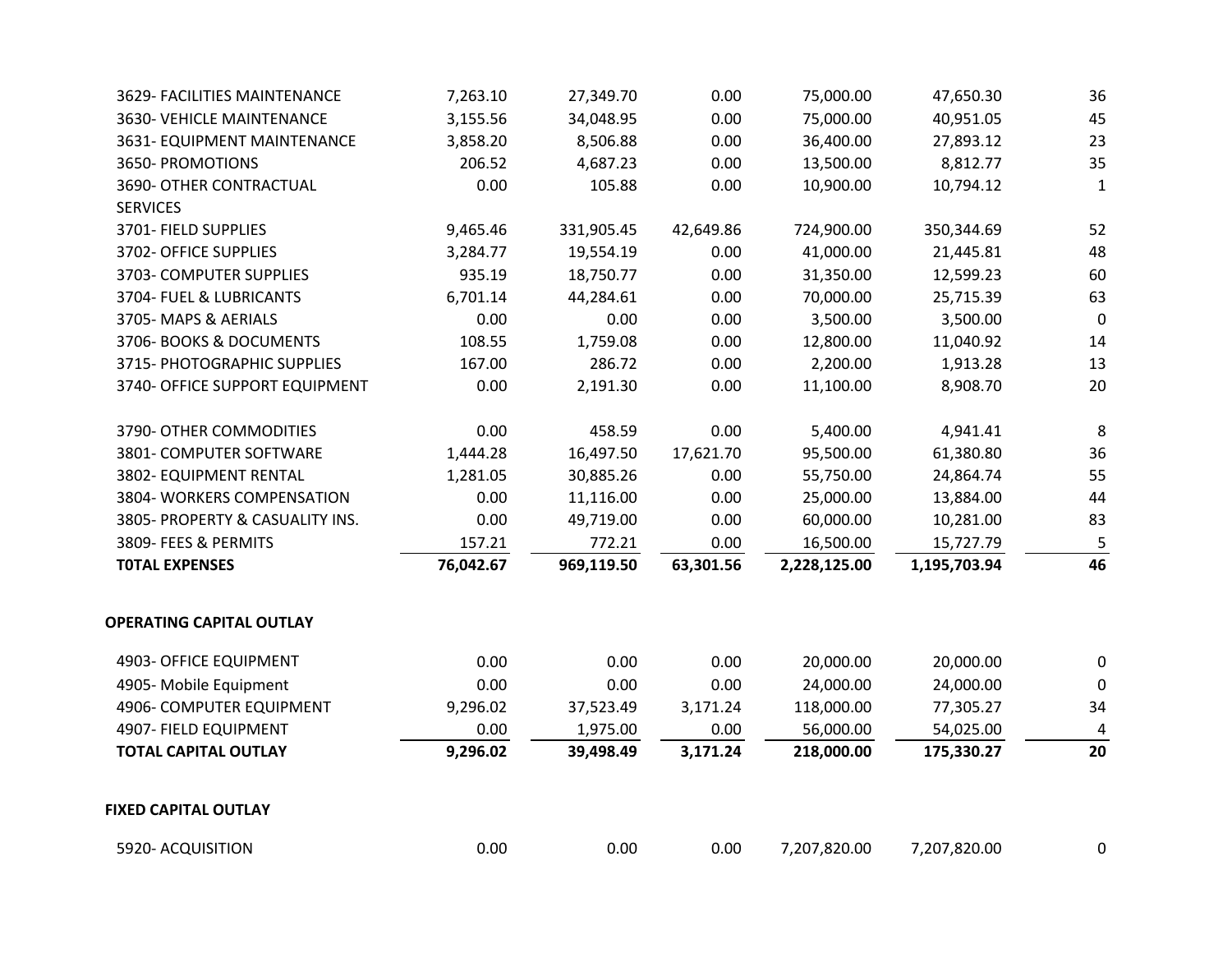| | | | | | | |
|---|---|---|---|---|---|---|
| 3629- FACILITIES MAINTENANCE | 7,263.10 | 27,349.70 | 0.00 | 75,000.00 | 47,650.30 | 36 |
| 3630- VEHICLE MAINTENANCE | 3,155.56 | 34,048.95 | 0.00 | 75,000.00 | 40,951.05 | 45 |
| 3631- EQUIPMENT MAINTENANCE | 3,858.20 | 8,506.88 | 0.00 | 36,400.00 | 27,893.12 | 23 |
| 3650- PROMOTIONS | 206.52 | 4,687.23 | 0.00 | 13,500.00 | 8,812.77 | 35 |
| 3690- OTHER CONTRACTUAL SERVICES | 0.00 | 105.88 | 0.00 | 10,900.00 | 10,794.12 | 1 |
| 3701- FIELD SUPPLIES | 9,465.46 | 331,905.45 | 42,649.86 | 724,900.00 | 350,344.69 | 52 |
| 3702- OFFICE SUPPLIES | 3,284.77 | 19,554.19 | 0.00 | 41,000.00 | 21,445.81 | 48 |
| 3703- COMPUTER SUPPLIES | 935.19 | 18,750.77 | 0.00 | 31,350.00 | 12,599.23 | 60 |
| 3704- FUEL & LUBRICANTS | 6,701.14 | 44,284.61 | 0.00 | 70,000.00 | 25,715.39 | 63 |
| 3705- MAPS & AERIALS | 0.00 | 0.00 | 0.00 | 3,500.00 | 3,500.00 | 0 |
| 3706- BOOKS & DOCUMENTS | 108.55 | 1,759.08 | 0.00 | 12,800.00 | 11,040.92 | 14 |
| 3715- PHOTOGRAPHIC SUPPLIES | 167.00 | 286.72 | 0.00 | 2,200.00 | 1,913.28 | 13 |
| 3740- OFFICE SUPPORT EQUIPMENT | 0.00 | 2,191.30 | 0.00 | 11,100.00 | 8,908.70 | 20 |
| 3790- OTHER COMMODITIES | 0.00 | 458.59 | 0.00 | 5,400.00 | 4,941.41 | 8 |
| 3801- COMPUTER SOFTWARE | 1,444.28 | 16,497.50 | 17,621.70 | 95,500.00 | 61,380.80 | 36 |
| 3802- EQUIPMENT RENTAL | 1,281.05 | 30,885.26 | 0.00 | 55,750.00 | 24,864.74 | 55 |
| 3804- WORKERS COMPENSATION | 0.00 | 11,116.00 | 0.00 | 25,000.00 | 13,884.00 | 44 |
| 3805- PROPERTY & CASUALITY INS. | 0.00 | 49,719.00 | 0.00 | 60,000.00 | 10,281.00 | 83 |
| 3809- FEES & PERMITS | 157.21 | 772.21 | 0.00 | 16,500.00 | 15,727.79 | 5 |
| **T0TAL EXPENSES** | **76,042.67** | **969,119.50** | **63,301.56** | **2,228,125.00** | **1,195,703.94** | **46** |

**OPERATING CAPITAL OUTLAY**

| | | | | | | |
|---|---|---|---|---|---|---|
| 4903- OFFICE EQUIPMENT | 0.00 | 0.00 | 0.00 | 20,000.00 | 20,000.00 | 0 |
| 4905- Mobile Equipment | 0.00 | 0.00 | 0.00 | 24,000.00 | 24,000.00 | 0 |
| 4906- COMPUTER EQUIPMENT | 9,296.02 | 37,523.49 | 3,171.24 | 118,000.00 | 77,305.27 | 34 |
| 4907- FIELD EQUIPMENT | 0.00 | 1,975.00 | 0.00 | 56,000.00 | 54,025.00 | 4 |
| **TOTAL CAPITAL OUTLAY** | **9,296.02** | **39,498.49** | **3,171.24** | **218,000.00** | **175,330.27** | **20** |

**FIXED CAPITAL OUTLAY**

| | | | | | | |
|---|---|---|---|---|---|---|
| 5920- ACQUISITION | 0.00 | 0.00 | 0.00 | 7,207,820.00 | 7,207,820.00 | 0 |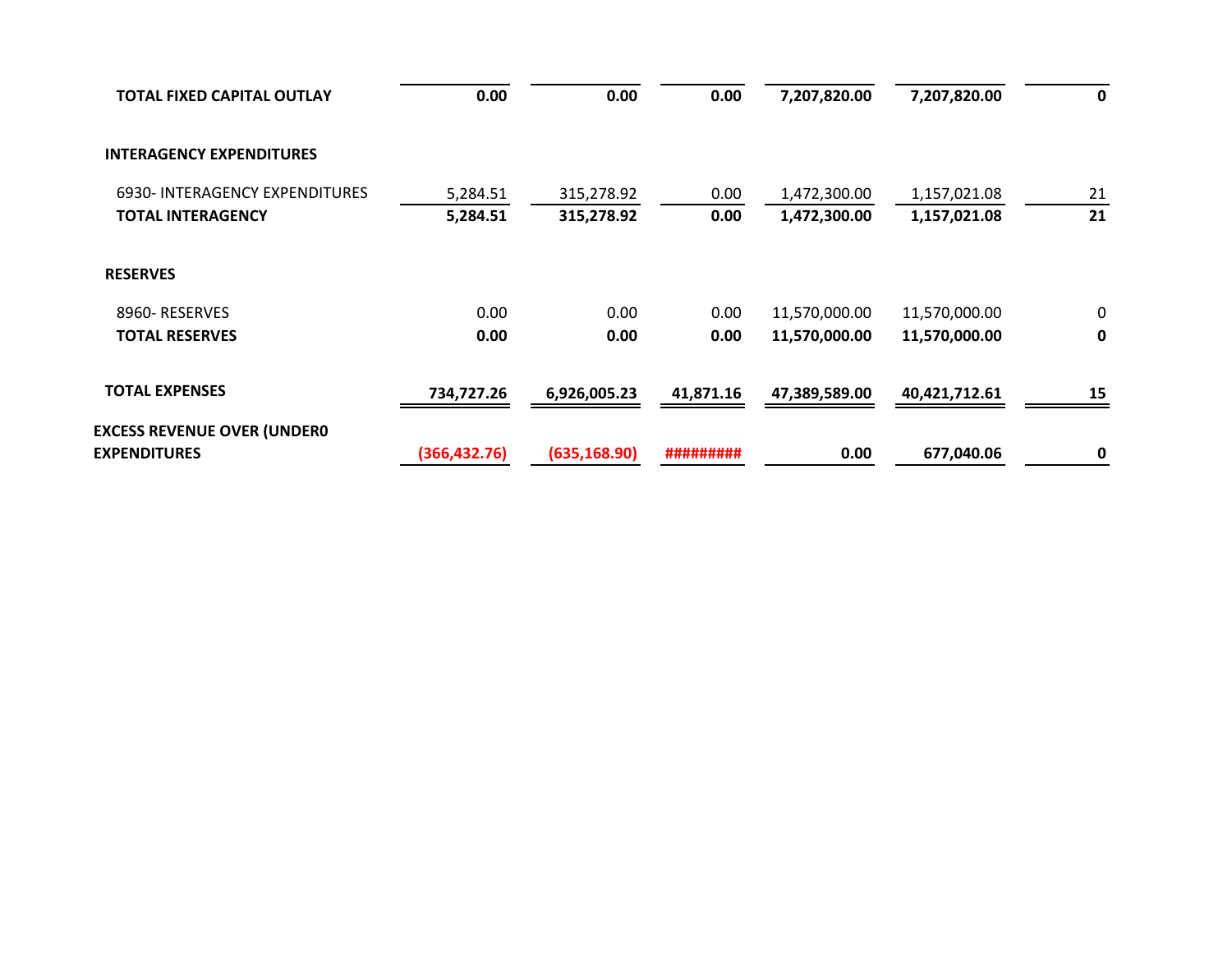| | | | | | | |
|---|---|---|---|---|---|---|
| **TOTAL FIXED CAPITAL OUTLAY** | **0.00** | **0.00** | **0.00** | **7,207,820.00** | **7,207,820.00** | **0** |
| **INTERAGENCY EXPENDITURES** | | | | | | |
| 6930- INTERAGENCY EXPENDITURES | 5,284.51 | 315,278.92 | 0.00 | 1,472,300.00 | 1,157,021.08 | 21 |
| **TOTAL INTERAGENCY** | **5,284.51** | **315,278.92** | **0.00** | **1,472,300.00** | **1,157,021.08** | **21** |
| **RESERVES** | | | | | | |
| 8960- RESERVES | 0.00 | 0.00 | 0.00 | 11,570,000.00 | 11,570,000.00 | 0 |
| **TOTAL RESERVES** | **0.00** | **0.00** | **0.00** | **11,570,000.00** | **11,570,000.00** | **0** |
| **TOTAL EXPENSES** | **734,727.26** | **6,926,005.23** | **41,871.16** | **47,389,589.00** | **40,421,712.61** | **15** |
| **EXCESS REVENUE OVER (UNDER0 EXPENDITURES** | **(366,432.76)** | **(635,168.90)** | **#########** | **0.00** | **677,040.06** | **0** |